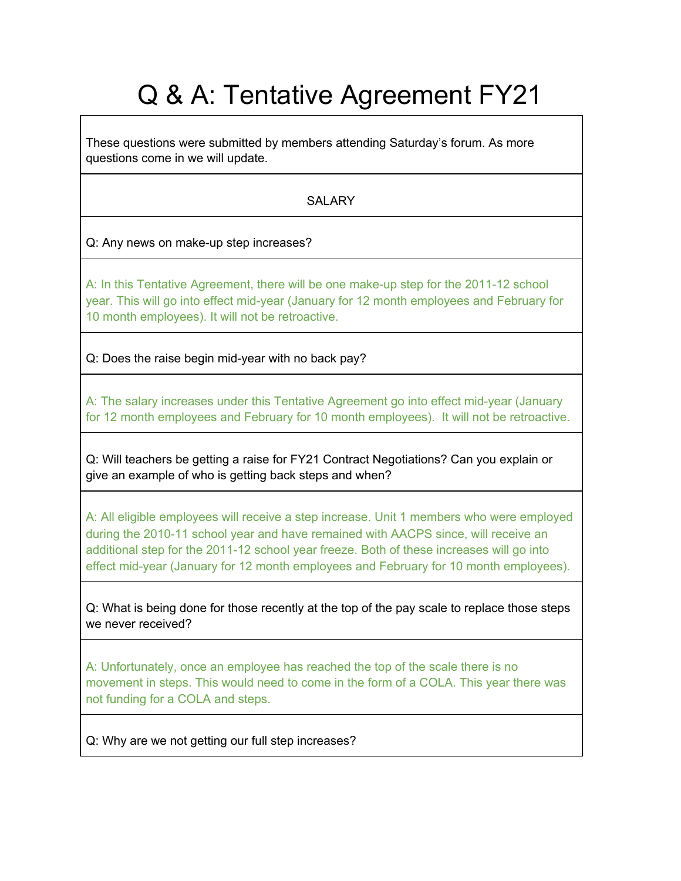# Q & A: Tentative Agreement FY21

These questions were submitted by members attending Saturday's forum. As more questions come in we will update.

## SALARY

Q: Any news on make-up step increases?

A: In this Tentative Agreement, there will be one make-up step for the 2011-12 school year. This will go into effect mid-year (January for 12 month employees and February for 10 month employees). It will not be retroactive.

Q: Does the raise begin mid-year with no back pay?

A: The salary increases under this Tentative Agreement go into effect mid-year (January for 12 month employees and February for 10 month employees). It will not be retroactive.

Q: Will teachers be getting a raise for FY21 Contract Negotiations? Can you explain or give an example of who is getting back steps and when?

A: All eligible employees will receive a step increase. Unit 1 members who were employed during the 2010-11 school year and have remained with AACPS since, will receive an additional step for the 2011-12 school year freeze. Both of these increases will go into effect mid-year (January for 12 month employees and February for 10 month employees).

Q: What is being done for those recently at the top of the pay scale to replace those steps we never received?

A: Unfortunately, once an employee has reached the top of the scale there is no movement in steps. This would need to come in the form of a COLA. This year there was not funding for a COLA and steps.

Q: Why are we not getting our full step increases?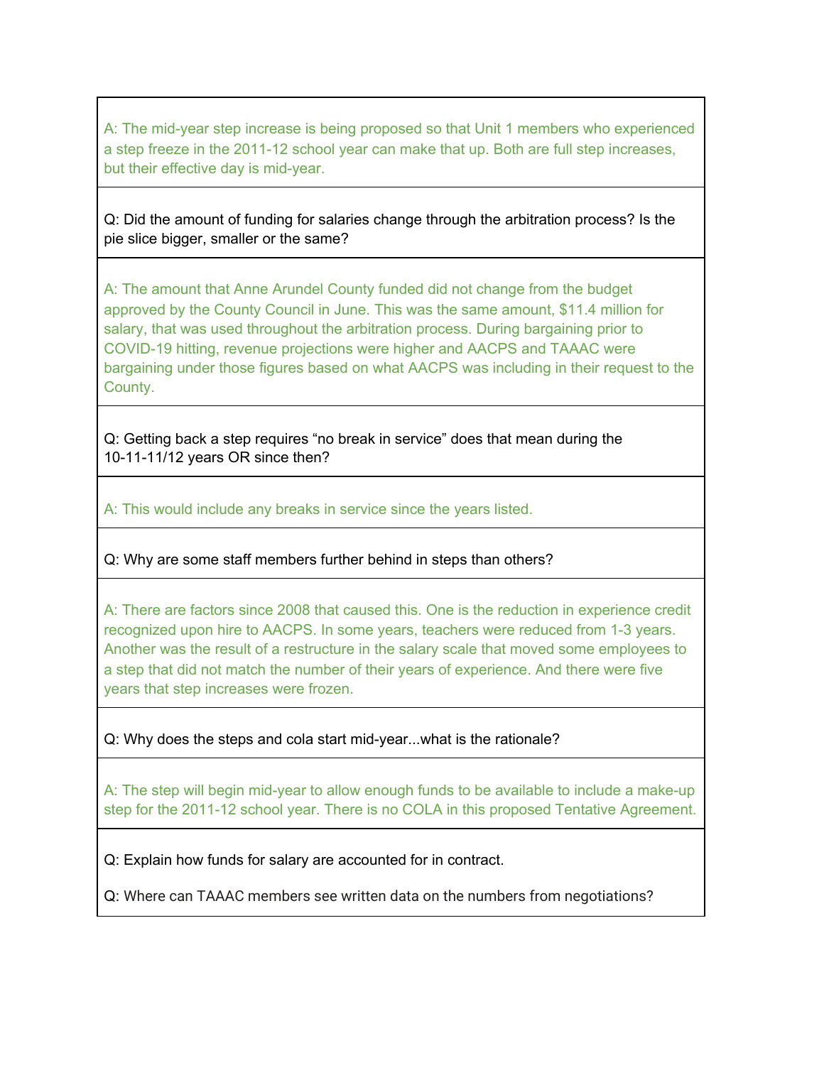A: The mid-year step increase is being proposed so that Unit 1 members who experienced a step freeze in the 2011-12 school year can make that up. Both are full step increases, but their effective day is mid-year.

Q: Did the amount of funding for salaries change through the arbitration process? Is the pie slice bigger, smaller or the same?

A: The amount that Anne Arundel County funded did not change from the budget approved by the County Council in June. This was the same amount, $11.4 million for salary, that was used throughout the arbitration process. During bargaining prior to COVID-19 hitting, revenue projections were higher and AACPS and TAAAC were bargaining under those figures based on what AACPS was including in their request to the County.

Q: Getting back a step requires "no break in service" does that mean during the 10-11-11/12 years OR since then?

A: This would include any breaks in service since the years listed.

Q: Why are some staff members further behind in steps than others?

A: There are factors since 2008 that caused this. One is the reduction in experience credit recognized upon hire to AACPS. In some years, teachers were reduced from 1-3 years. Another was the result of a restructure in the salary scale that moved some employees to a step that did not match the number of their years of experience. And there were five years that step increases were frozen.

Q: Why does the steps and cola start mid-year...what is the rationale?

A: The step will begin mid-year to allow enough funds to be available to include a make-up step for the 2011-12 school year. There is no COLA in this proposed Tentative Agreement.

Q: Explain how funds for salary are accounted for in contract.

Q: Where can TAAAC members see written data on the numbers from negotiations?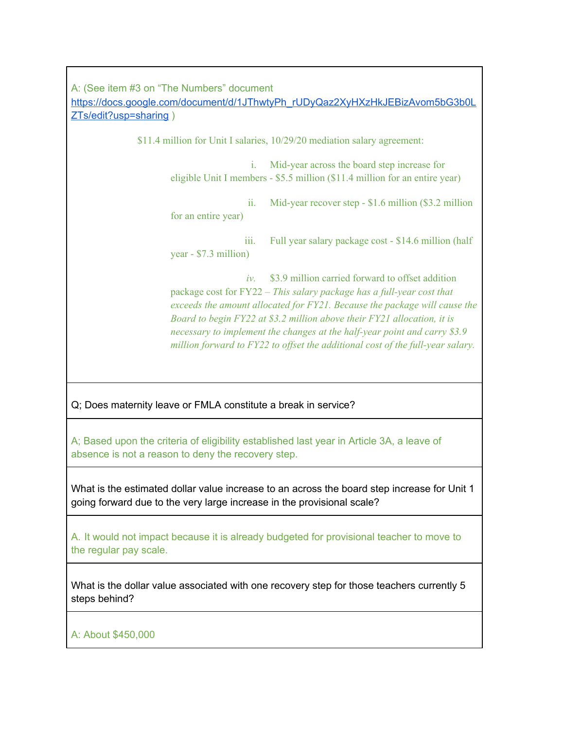A: (See item #3 on "The Numbers" document https://docs.google.com/document/d/1JThwtyPh_rUDyQaz2XyHXzHkJEBizAvom5bG3b0LZTs/edit?usp=sharing )

$11.4 million for Unit I salaries, 10/29/20 mediation salary agreement:

i. Mid-year across the board step increase for eligible Unit I members - $5.5 million ($11.4 million for an entire year)

ii. Mid-year recover step - $1.6 million ($3.2 million for an entire year)

iii. Full year salary package cost - $14.6 million (half year - $7.3 million)

*iv.* $3.9 million carried forward to offset addition package cost for FY22 – *This salary package has a full-year cost that exceeds the amount allocated for FY21. Because the package will cause the Board to begin FY22 at $3.2 million above their FY21 allocation, it is necessary to implement the changes at the half-year point and carry $3.9 million forward to FY22 to offset the additional cost of the full-year salary.*

---

Q; Does maternity leave or FMLA constitute a break in service?

A; Based upon the criteria of eligibility established last year in Article 3A, a leave of absence is not a reason to deny the recovery step.

---

What is the estimated dollar value increase to an across the board step increase for Unit 1 going forward due to the very large increase in the provisional scale?

A. It would not impact because it is already budgeted for provisional teacher to move to the regular pay scale.

---

What is the dollar value associated with one recovery step for those teachers currently 5 steps behind?

A: About $450,000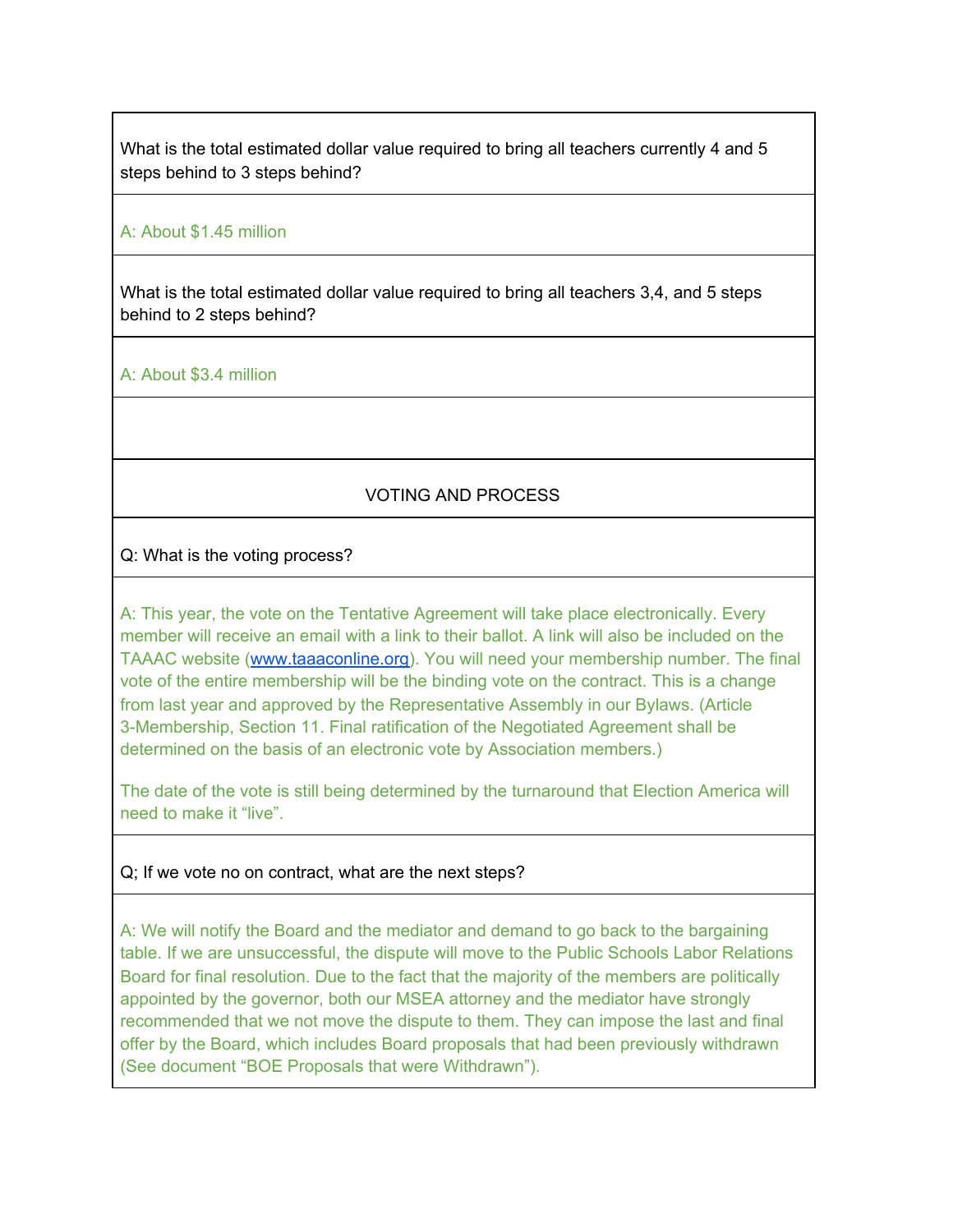What is the total estimated dollar value required to bring all teachers currently 4 and 5 steps behind to 3 steps behind?

A: About $1.45 million

What is the total estimated dollar value required to bring all teachers 3,4, and 5 steps behind to 2 steps behind?

A: About $3.4 million

## VOTING AND PROCESS

Q: What is the voting process?

A: This year, the vote on the Tentative Agreement will take place electronically. Every member will receive an email with a link to their ballot. A link will also be included on the TAAAC website (www.taaaconline.org). You will need your membership number. The final vote of the entire membership will be the binding vote on the contract. This is a change from last year and approved by the Representative Assembly in our Bylaws. (Article 3-Membership, Section 11. Final ratification of the Negotiated Agreement shall be determined on the basis of an electronic vote by Association members.)

The date of the vote is still being determined by the turnaround that Election America will need to make it "live".

Q; If we vote no on contract, what are the next steps?

A: We will notify the Board and the mediator and demand to go back to the bargaining table. If we are unsuccessful, the dispute will move to the Public Schools Labor Relations Board for final resolution. Due to the fact that the majority of the members are politically appointed by the governor, both our MSEA attorney and the mediator have strongly recommended that we not move the dispute to them. They can impose the last and final offer by the Board, which includes Board proposals that had been previously withdrawn (See document "BOE Proposals that were Withdrawn").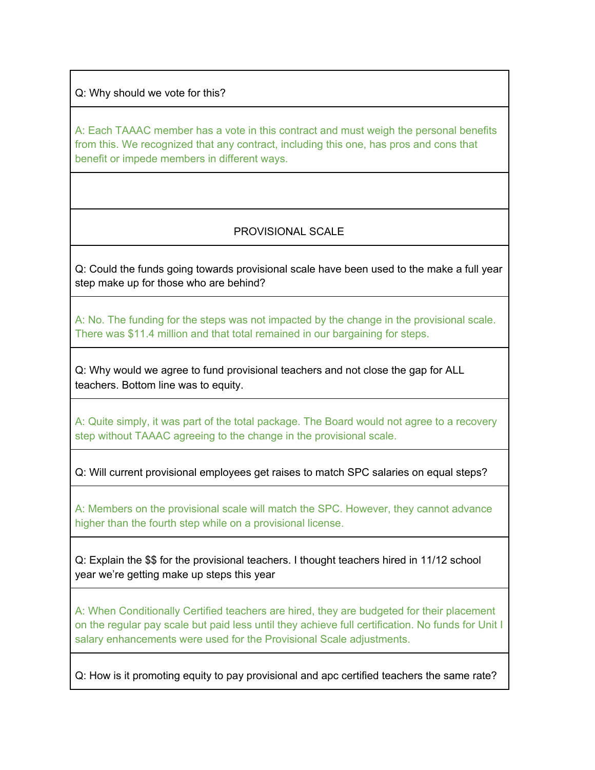Q: Why should we vote for this?

A: Each TAAAC member has a vote in this contract and must weigh the personal benefits from this. We recognized that any contract, including this one, has pros and cons that benefit or impede members in different ways.

## PROVISIONAL SCALE

Q: Could the funds going towards provisional scale have been used to the make a full year step make up for those who are behind?

A: No. The funding for the steps was not impacted by the change in the provisional scale. There was $11.4 million and that total remained in our bargaining for steps.

Q: Why would we agree to fund provisional teachers and not close the gap for ALL teachers. Bottom line was to equity.

A: Quite simply, it was part of the total package. The Board would not agree to a recovery step without TAAAC agreeing to the change in the provisional scale.

Q: Will current provisional employees get raises to match SPC salaries on equal steps?

A: Members on the provisional scale will match the SPC. However, they cannot advance higher than the fourth step while on a provisional license.

Q: Explain the $$ for the provisional teachers. I thought teachers hired in 11/12 school year we're getting make up steps this year

A: When Conditionally Certified teachers are hired, they are budgeted for their placement on the regular pay scale but paid less until they achieve full certification. No funds for Unit I salary enhancements were used for the Provisional Scale adjustments.

Q: How is it promoting equity to pay provisional and apc certified teachers the same rate?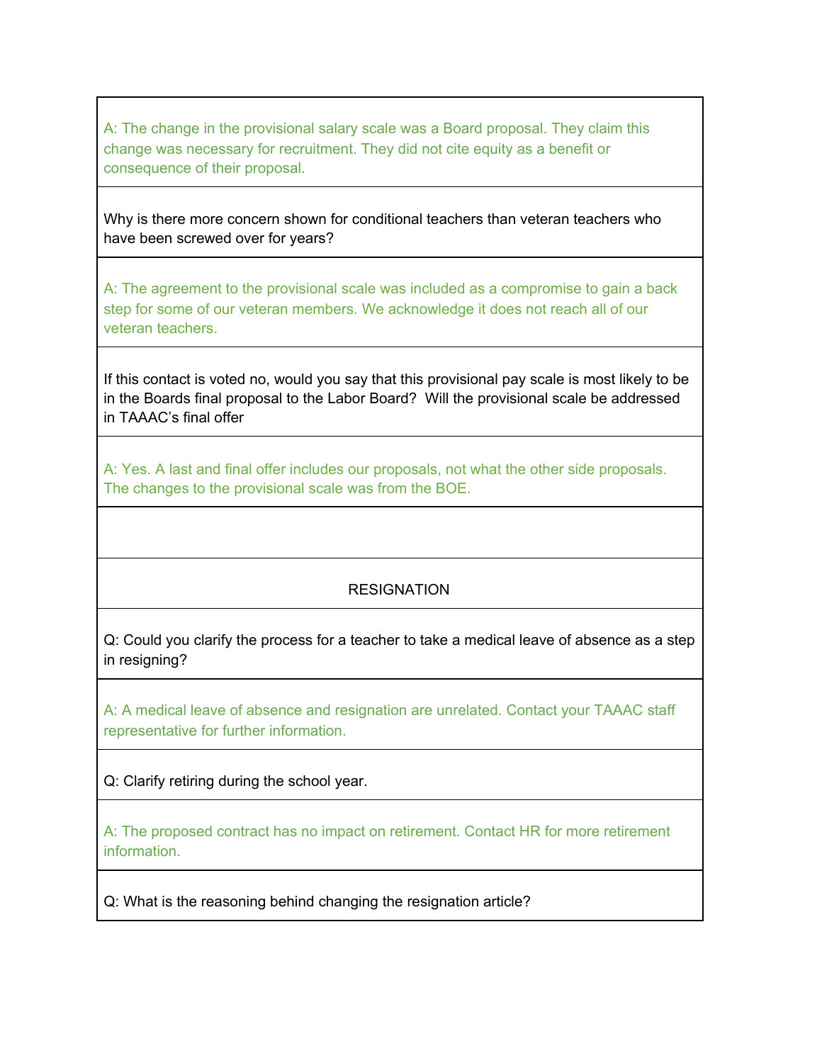A: The change in the provisional salary scale was a Board proposal. They claim this change was necessary for recruitment. They did not cite equity as a benefit or consequence of their proposal.

Why is there more concern shown for conditional teachers than veteran teachers who have been screwed over for years?

A: The agreement to the provisional scale was included as a compromise to gain a back step for some of our veteran members. We acknowledge it does not reach all of our veteran teachers.

If this contact is voted no, would you say that this provisional pay scale is most likely to be in the Boards final proposal to the Labor Board? Will the provisional scale be addressed in TAAAC's final offer

A: Yes. A last and final offer includes our proposals, not what the other side proposals. The changes to the provisional scale was from the BOE.

## RESIGNATION

Q: Could you clarify the process for a teacher to take a medical leave of absence as a step in resigning?

A: A medical leave of absence and resignation are unrelated. Contact your TAAAC staff representative for further information.

Q: Clarify retiring during the school year.

A: The proposed contract has no impact on retirement. Contact HR for more retirement information.

Q: What is the reasoning behind changing the resignation article?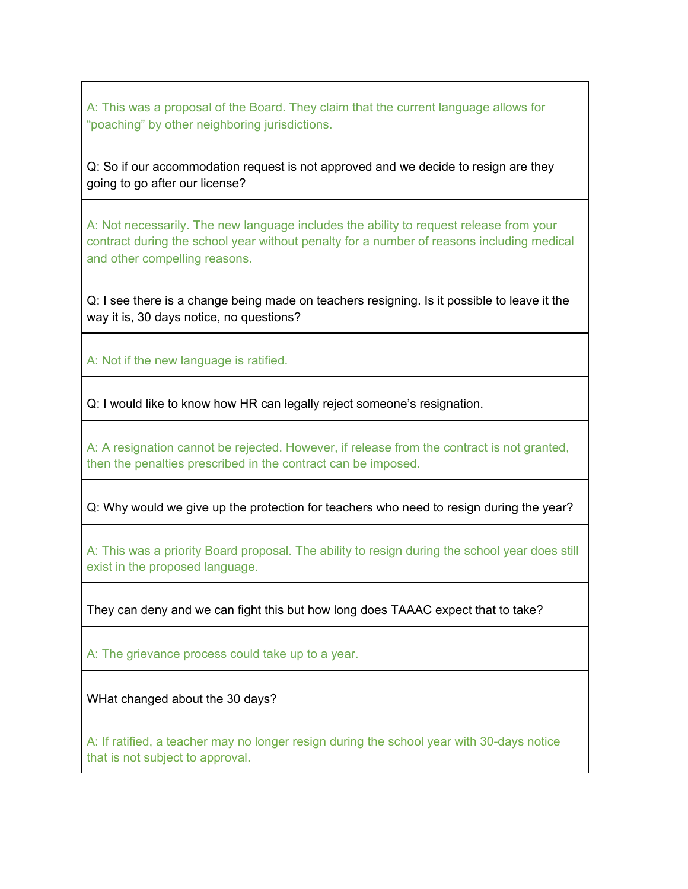| |
|---|
| A: This was a proposal of the Board. They claim that the current language allows for “poaching” by other neighboring jurisdictions. |
| Q: So if our accommodation request is not approved and we decide to resign are they going to go after our license? |
| A: Not necessarily. The new language includes the ability to request release from your contract during the school year without penalty for a number of reasons including medical and other compelling reasons. |
| Q: I see there is a change being made on teachers resigning. Is it possible to leave it the way it is, 30 days notice, no questions? |
| A: Not if the new language is ratified. |
| Q: I would like to know how HR can legally reject someone’s resignation. |
| A: A resignation cannot be rejected. However, if release from the contract is not granted, then the penalties prescribed in the contract can be imposed. |
| Q: Why would we give up the protection for teachers who need to resign during the year? |
| A: This was a priority Board proposal. The ability to resign during the school year does still exist in the proposed language. |
| They can deny and we can fight this but how long does TAAAC expect that to take? |
| A: The grievance process could take up to a year. |
| WHat changed about the 30 days? |
| A: If ratified, a teacher may no longer resign during the school year with 30-days notice that is not subject to approval. |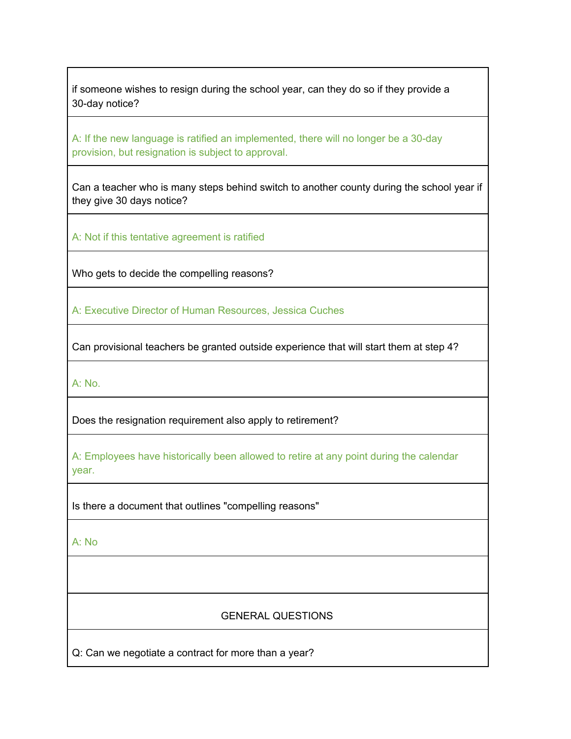| |
|---|
| if someone wishes to resign during the school year, can they do so if they provide a 30-day notice? |
| A: If the new language is ratified an implemented, there will no longer be a 30-day provision, but resignation is subject to approval. |
| Can a teacher who is many steps behind switch to another county during the school year if they give 30 days notice? |
| A: Not if this tentative agreement is ratified |
| Who gets to decide the compelling reasons? |
| A: Executive Director of Human Resources, Jessica Cuches |
| Can provisional teachers be granted outside experience that will start them at step 4? |
| A: No. |
| Does the resignation requirement also apply to retirement? |
| A: Employees have historically been allowed to retire at any point during the calendar year. |
| Is there a document that outlines "compelling reasons" |
| A: No |
| |
| GENERAL QUESTIONS |
| Q: Can we negotiate a contract for more than a year? |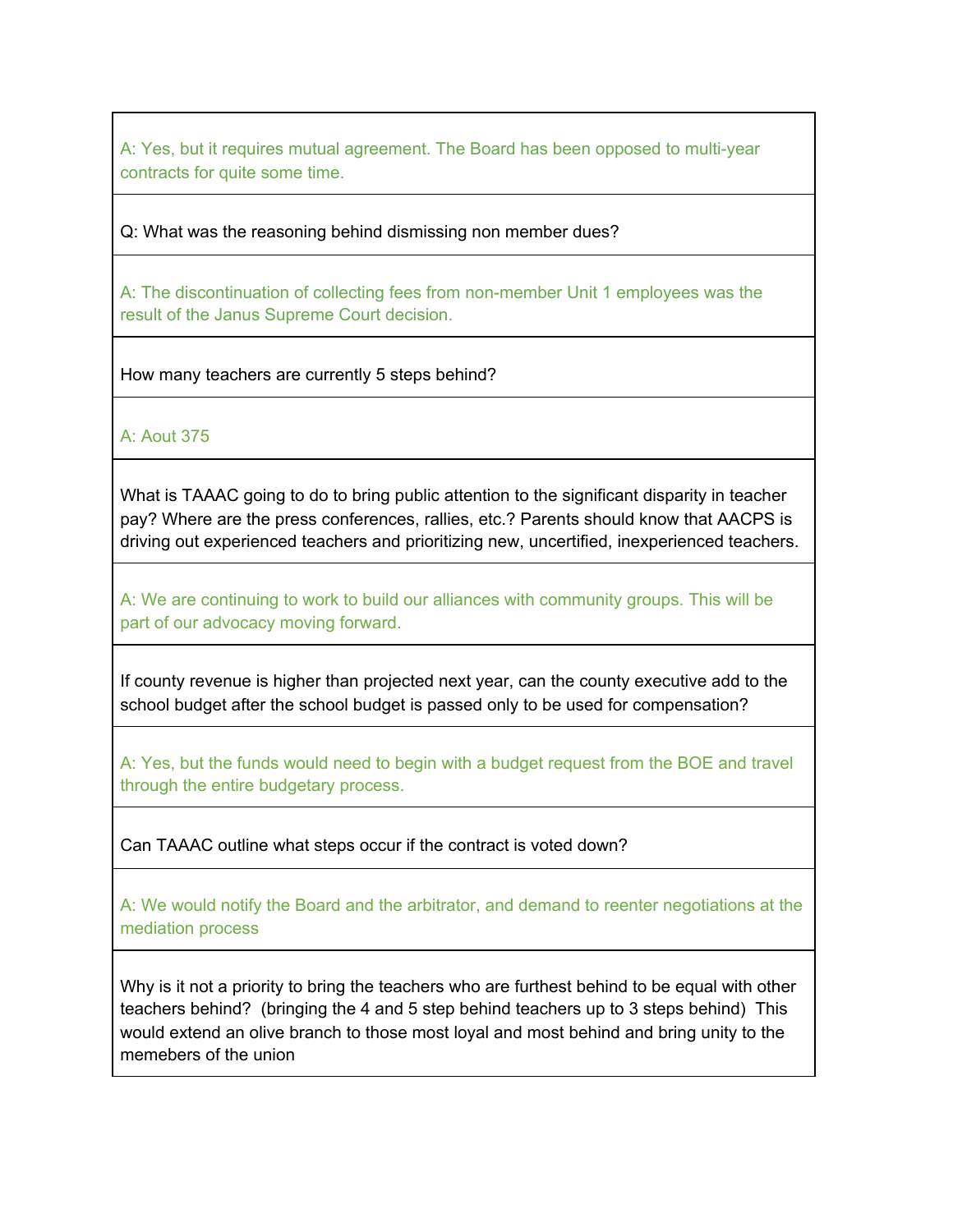A: Yes, but it requires mutual agreement. The Board has been opposed to multi-year contracts for quite some time.

Q: What was the reasoning behind dismissing non member dues?

A: The discontinuation of collecting fees from non-member Unit 1 employees was the result of the Janus Supreme Court decision.

How many teachers are currently 5 steps behind?

A: Aout 375

What is TAAAC going to do to bring public attention to the significant disparity in teacher pay? Where are the press conferences, rallies, etc.? Parents should know that AACPS is driving out experienced teachers and prioritizing new, uncertified, inexperienced teachers.

A: We are continuing to work to build our alliances with community groups. This will be part of our advocacy moving forward.

If county revenue is higher than projected next year, can the county executive add to the school budget after the school budget is passed only to be used for compensation?

A: Yes, but the funds would need to begin with a budget request from the BOE and travel through the entire budgetary process.

Can TAAAC outline what steps occur if the contract is voted down?

A: We would notify the Board and the arbitrator, and demand to reenter negotiations at the mediation process

Why is it not a priority to bring the teachers who are furthest behind to be equal with other teachers behind? (bringing the 4 and 5 step behind teachers up to 3 steps behind) This would extend an olive branch to those most loyal and most behind and bring unity to the memebers of the union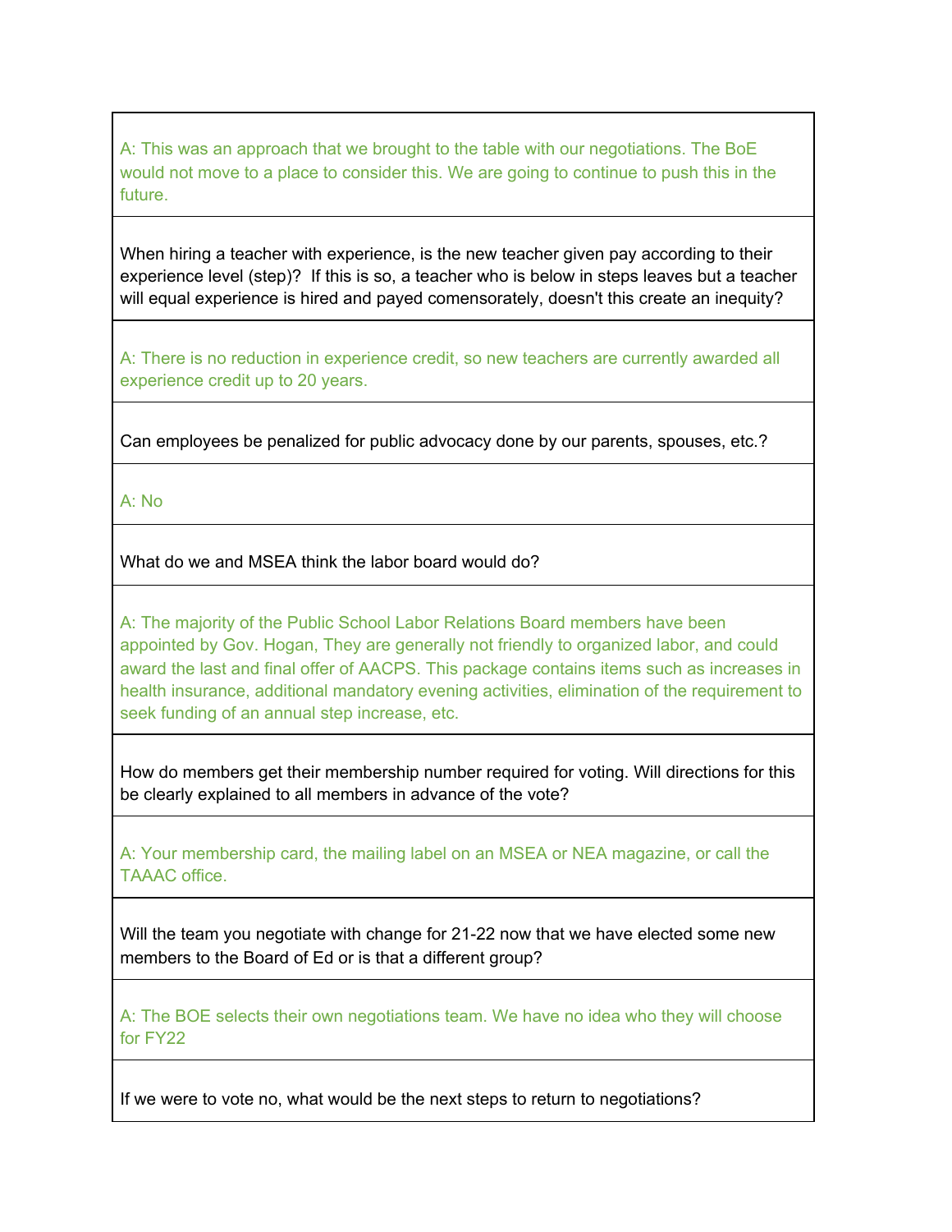A: This was an approach that we brought to the table with our negotiations. The BoE would not move to a place to consider this. We are going to continue to push this in the future.

When hiring a teacher with experience, is the new teacher given pay according to their experience level (step)? If this is so, a teacher who is below in steps leaves but a teacher will equal experience is hired and payed comensorately, doesn't this create an inequity?

A: There is no reduction in experience credit, so new teachers are currently awarded all experience credit up to 20 years.

Can employees be penalized for public advocacy done by our parents, spouses, etc.?

A: No

What do we and MSEA think the labor board would do?

A: The majority of the Public School Labor Relations Board members have been appointed by Gov. Hogan, They are generally not friendly to organized labor, and could award the last and final offer of AACPS. This package contains items such as increases in health insurance, additional mandatory evening activities, elimination of the requirement to seek funding of an annual step increase, etc.

How do members get their membership number required for voting. Will directions for this be clearly explained to all members in advance of the vote?

A: Your membership card, the mailing label on an MSEA or NEA magazine, or call the TAAAC office.

Will the team you negotiate with change for 21-22 now that we have elected some new members to the Board of Ed or is that a different group?

A: The BOE selects their own negotiations team. We have no idea who they will choose for FY22

If we were to vote no, what would be the next steps to return to negotiations?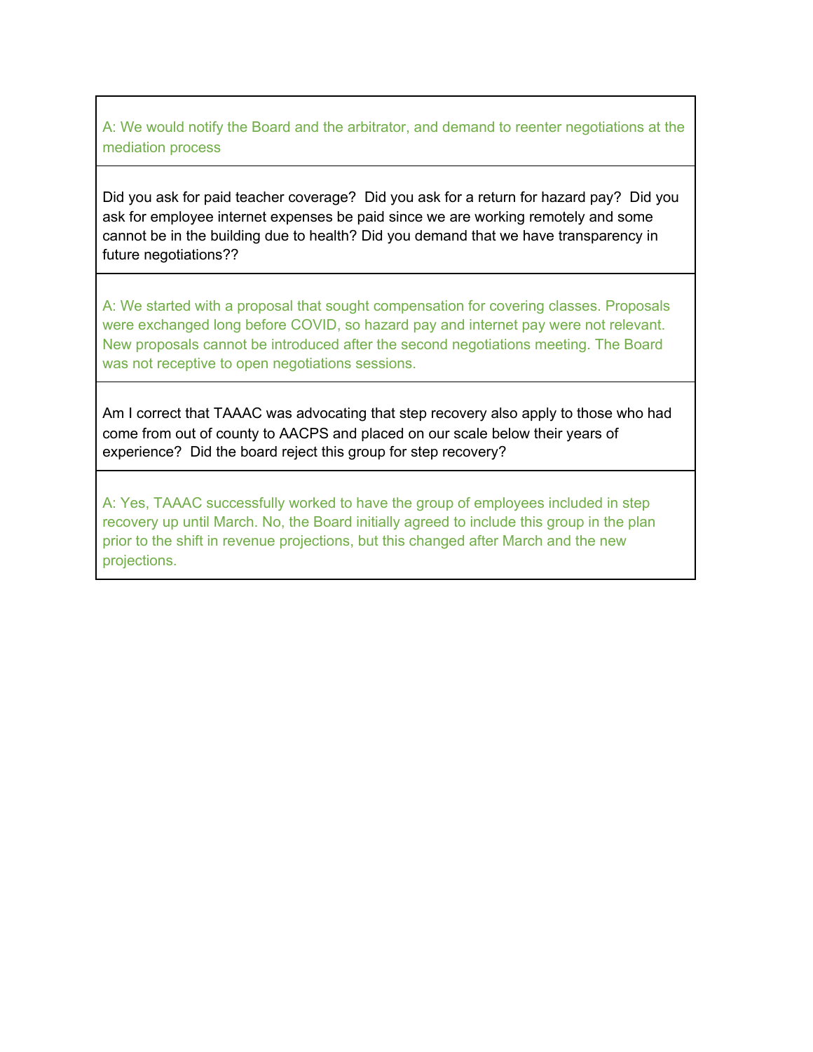A: We would notify the Board and the arbitrator, and demand to reenter negotiations at the mediation process

Did you ask for paid teacher coverage? Did you ask for a return for hazard pay? Did you ask for employee internet expenses be paid since we are working remotely and some cannot be in the building due to health? Did you demand that we have transparency in future negotiations??

A: We started with a proposal that sought compensation for covering classes. Proposals were exchanged long before COVID, so hazard pay and internet pay were not relevant. New proposals cannot be introduced after the second negotiations meeting. The Board was not receptive to open negotiations sessions.

Am I correct that TAAAC was advocating that step recovery also apply to those who had come from out of county to AACPS and placed on our scale below their years of experience? Did the board reject this group for step recovery?

A: Yes, TAAAC successfully worked to have the group of employees included in step recovery up until March. No, the Board initially agreed to include this group in the plan prior to the shift in revenue projections, but this changed after March and the new projections.